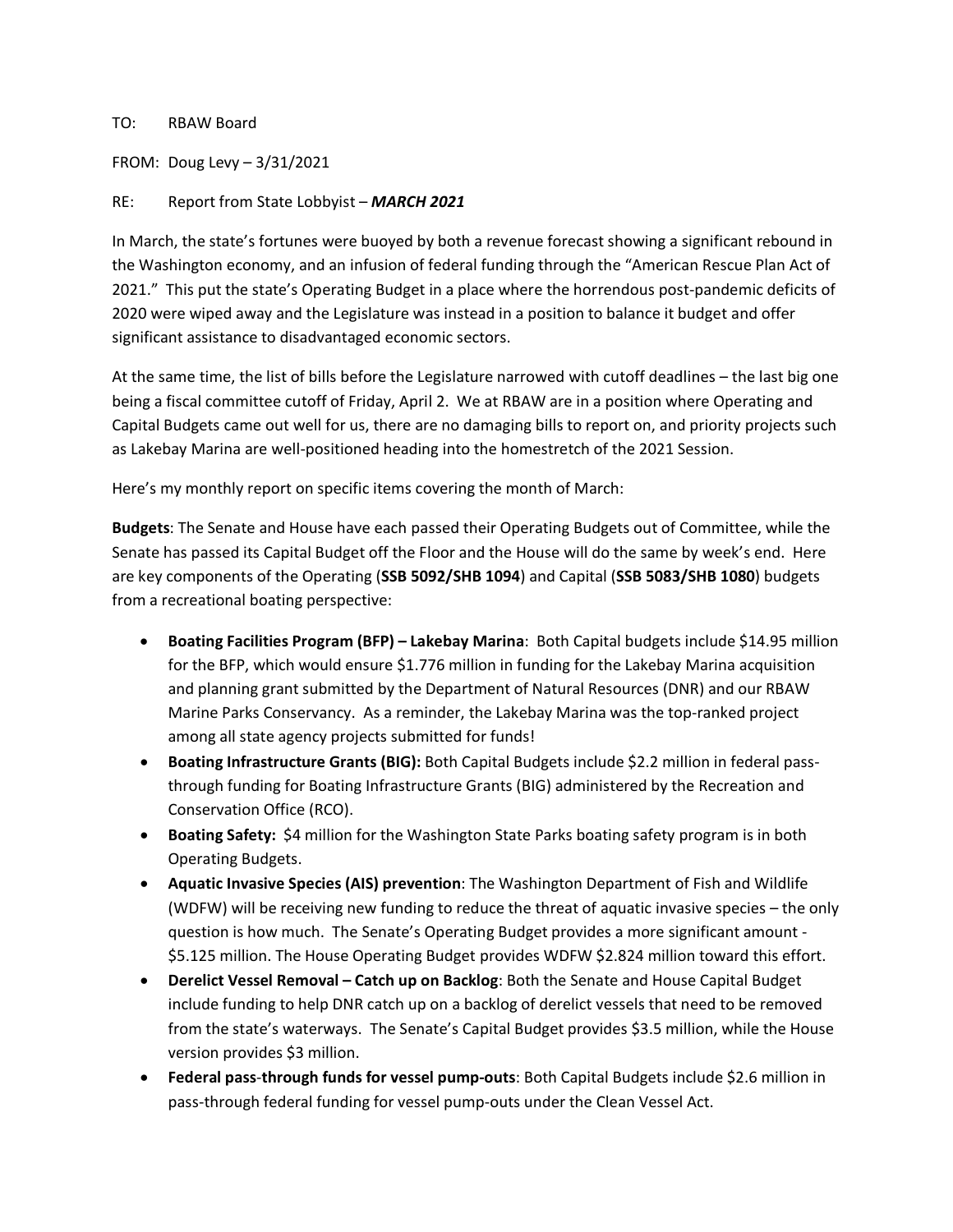TO: RBAW Board

FROM: Doug Levy – 3/31/2021

RE: Report from State Lobbyist – ***MARCH 2021***

In March, the state's fortunes were buoyed by both a revenue forecast showing a significant rebound in the Washington economy, and an infusion of federal funding through the "American Rescue Plan Act of 2021." This put the state's Operating Budget in a place where the horrendous post-pandemic deficits of 2020 were wiped away and the Legislature was instead in a position to balance it budget and offer significant assistance to disadvantaged economic sectors.

At the same time, the list of bills before the Legislature narrowed with cutoff deadlines – the last big one being a fiscal committee cutoff of Friday, April 2. We at RBAW are in a position where Operating and Capital Budgets came out well for us, there are no damaging bills to report on, and priority projects such as Lakebay Marina are well-positioned heading into the homestretch of the 2021 Session.

Here's my monthly report on specific items covering the month of March:

**Budgets**: The Senate and House have each passed their Operating Budgets out of Committee, while the Senate has passed its Capital Budget off the Floor and the House will do the same by week's end. Here are key components of the Operating (**SSB 5092/SHB 1094**) and Capital (**SSB 5083/SHB 1080**) budgets from a recreational boating perspective:

- **Boating Facilities Program (BFP) – Lakebay Marina**: Both Capital budgets include $14.95 million for the BFP, which would ensure $1.776 million in funding for the Lakebay Marina acquisition and planning grant submitted by the Department of Natural Resources (DNR) and our RBAW Marine Parks Conservancy. As a reminder, the Lakebay Marina was the top-ranked project among all state agency projects submitted for funds!
- **Boating Infrastructure Grants (BIG):** Both Capital Budgets include $2.2 million in federal pass-through funding for Boating Infrastructure Grants (BIG) administered by the Recreation and Conservation Office (RCO).
- **Boating Safety:** $4 million for the Washington State Parks boating safety program is in both Operating Budgets.
- **Aquatic Invasive Species (AIS) prevention**: The Washington Department of Fish and Wildlife (WDFW) will be receiving new funding to reduce the threat of aquatic invasive species – the only question is how much. The Senate's Operating Budget provides a more significant amount - $5.125 million. The House Operating Budget provides WDFW $2.824 million toward this effort.
- **Derelict Vessel Removal – Catch up on Backlog**: Both the Senate and House Capital Budget include funding to help DNR catch up on a backlog of derelict vessels that need to be removed from the state's waterways. The Senate's Capital Budget provides $3.5 million, while the House version provides $3 million.
- **Federal pass-through funds for vessel pump-outs**: Both Capital Budgets include $2.6 million in pass-through federal funding for vessel pump-outs under the Clean Vessel Act.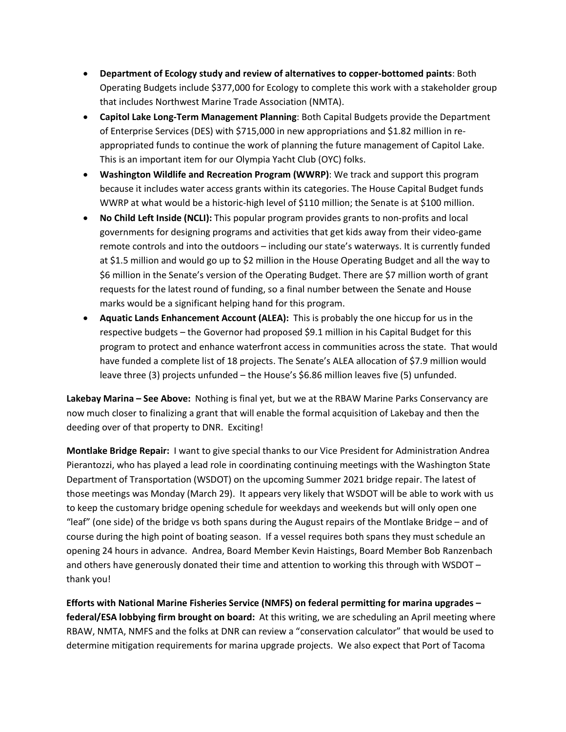- **Department of Ecology study and review of alternatives to copper-bottomed paints**: Both Operating Budgets include $377,000 for Ecology to complete this work with a stakeholder group that includes Northwest Marine Trade Association (NMTA).
- **Capitol Lake Long-Term Management Planning**: Both Capital Budgets provide the Department of Enterprise Services (DES) with $715,000 in new appropriations and $1.82 million in re-appropriated funds to continue the work of planning the future management of Capitol Lake. This is an important item for our Olympia Yacht Club (OYC) folks.
- **Washington Wildlife and Recreation Program (WWRP)**: We track and support this program because it includes water access grants within its categories. The House Capital Budget funds WWRP at what would be a historic-high level of $110 million; the Senate is at $100 million.
- **No Child Left Inside (NCLI):** This popular program provides grants to non-profits and local governments for designing programs and activities that get kids away from their video-game remote controls and into the outdoors – including our state's waterways. It is currently funded at $1.5 million and would go up to $2 million in the House Operating Budget and all the way to $6 million in the Senate's version of the Operating Budget. There are $7 million worth of grant requests for the latest round of funding, so a final number between the Senate and House marks would be a significant helping hand for this program.
- **Aquatic Lands Enhancement Account (ALEA):** This is probably the one hiccup for us in the respective budgets – the Governor had proposed $9.1 million in his Capital Budget for this program to protect and enhance waterfront access in communities across the state. That would have funded a complete list of 18 projects. The Senate's ALEA allocation of $7.9 million would leave three (3) projects unfunded – the House's $6.86 million leaves five (5) unfunded.

**Lakebay Marina – See Above:** Nothing is final yet, but we at the RBAW Marine Parks Conservancy are now much closer to finalizing a grant that will enable the formal acquisition of Lakebay and then the deeding over of that property to DNR. Exciting!

**Montlake Bridge Repair:** I want to give special thanks to our Vice President for Administration Andrea Pierantozzi, who has played a lead role in coordinating continuing meetings with the Washington State Department of Transportation (WSDOT) on the upcoming Summer 2021 bridge repair. The latest of those meetings was Monday (March 29). It appears very likely that WSDOT will be able to work with us to keep the customary bridge opening schedule for weekdays and weekends but will only open one "leaf" (one side) of the bridge vs both spans during the August repairs of the Montlake Bridge – and of course during the high point of boating season. If a vessel requires both spans they must schedule an opening 24 hours in advance. Andrea, Board Member Kevin Haistings, Board Member Bob Ranzenbach and others have generously donated their time and attention to working this through with WSDOT – thank you!

**Efforts with National Marine Fisheries Service (NMFS) on federal permitting for marina upgrades – federal/ESA lobbying firm brought on board:** At this writing, we are scheduling an April meeting where RBAW, NMTA, NMFS and the folks at DNR can review a "conservation calculator" that would be used to determine mitigation requirements for marina upgrade projects. We also expect that Port of Tacoma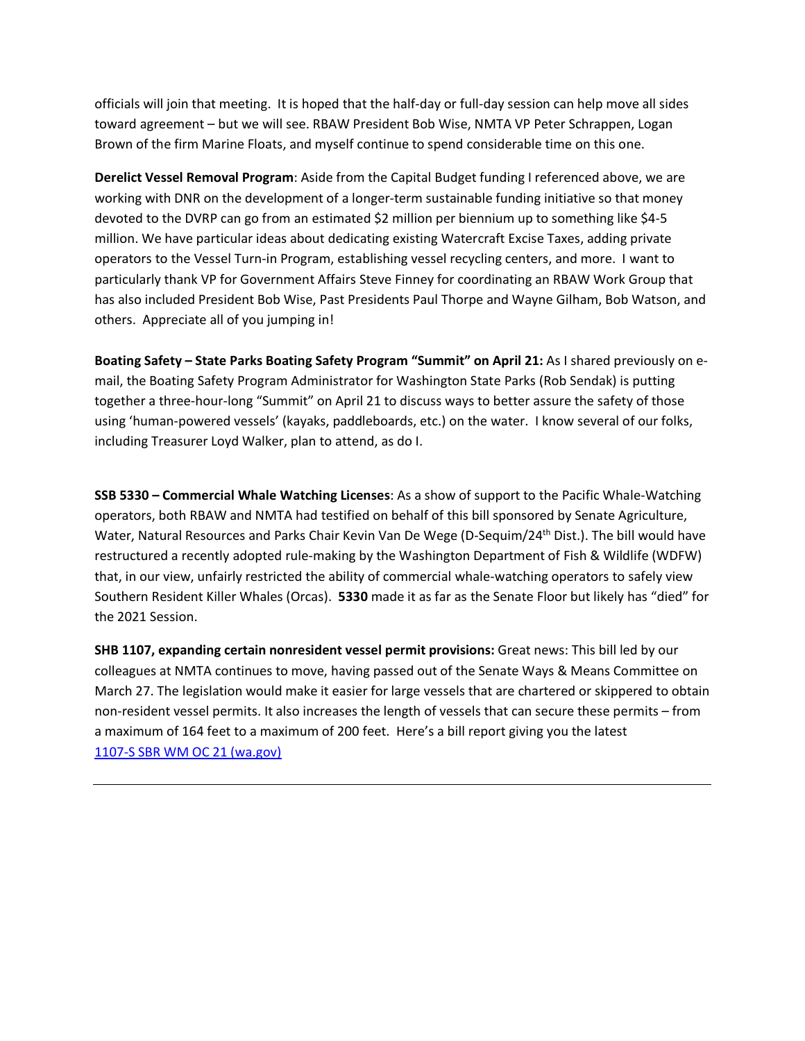officials will join that meeting. It is hoped that the half-day or full-day session can help move all sides toward agreement – but we will see. RBAW President Bob Wise, NMTA VP Peter Schrappen, Logan Brown of the firm Marine Floats, and myself continue to spend considerable time on this one.

**Derelict Vessel Removal Program**: Aside from the Capital Budget funding I referenced above, we are working with DNR on the development of a longer-term sustainable funding initiative so that money devoted to the DVRP can go from an estimated $2 million per biennium up to something like $4-5 million. We have particular ideas about dedicating existing Watercraft Excise Taxes, adding private operators to the Vessel Turn-in Program, establishing vessel recycling centers, and more. I want to particularly thank VP for Government Affairs Steve Finney for coordinating an RBAW Work Group that has also included President Bob Wise, Past Presidents Paul Thorpe and Wayne Gilham, Bob Watson, and others. Appreciate all of you jumping in!

**Boating Safety – State Parks Boating Safety Program "Summit" on April 21:** As I shared previously on e-mail, the Boating Safety Program Administrator for Washington State Parks (Rob Sendak) is putting together a three-hour-long "Summit" on April 21 to discuss ways to better assure the safety of those using 'human-powered vessels' (kayaks, paddleboards, etc.) on the water. I know several of our folks, including Treasurer Loyd Walker, plan to attend, as do I.

**SSB 5330 – Commercial Whale Watching Licenses**: As a show of support to the Pacific Whale-Watching operators, both RBAW and NMTA had testified on behalf of this bill sponsored by Senate Agriculture, Water, Natural Resources and Parks Chair Kevin Van De Wege (D-Sequim/24th Dist.). The bill would have restructured a recently adopted rule-making by the Washington Department of Fish & Wildlife (WDFW) that, in our view, unfairly restricted the ability of commercial whale-watching operators to safely view Southern Resident Killer Whales (Orcas). **5330** made it as far as the Senate Floor but likely has "died" for the 2021 Session.

**SHB 1107, expanding certain nonresident vessel permit provisions:** Great news: This bill led by our colleagues at NMTA continues to move, having passed out of the Senate Ways & Means Committee on March 27. The legislation would make it easier for large vessels that are chartered or skippered to obtain non-resident vessel permits. It also increases the length of vessels that can secure these permits – from a maximum of 164 feet to a maximum of 200 feet. Here's a bill report giving you the latest [1107-S SBR WM OC 21 (wa.gov)]

---